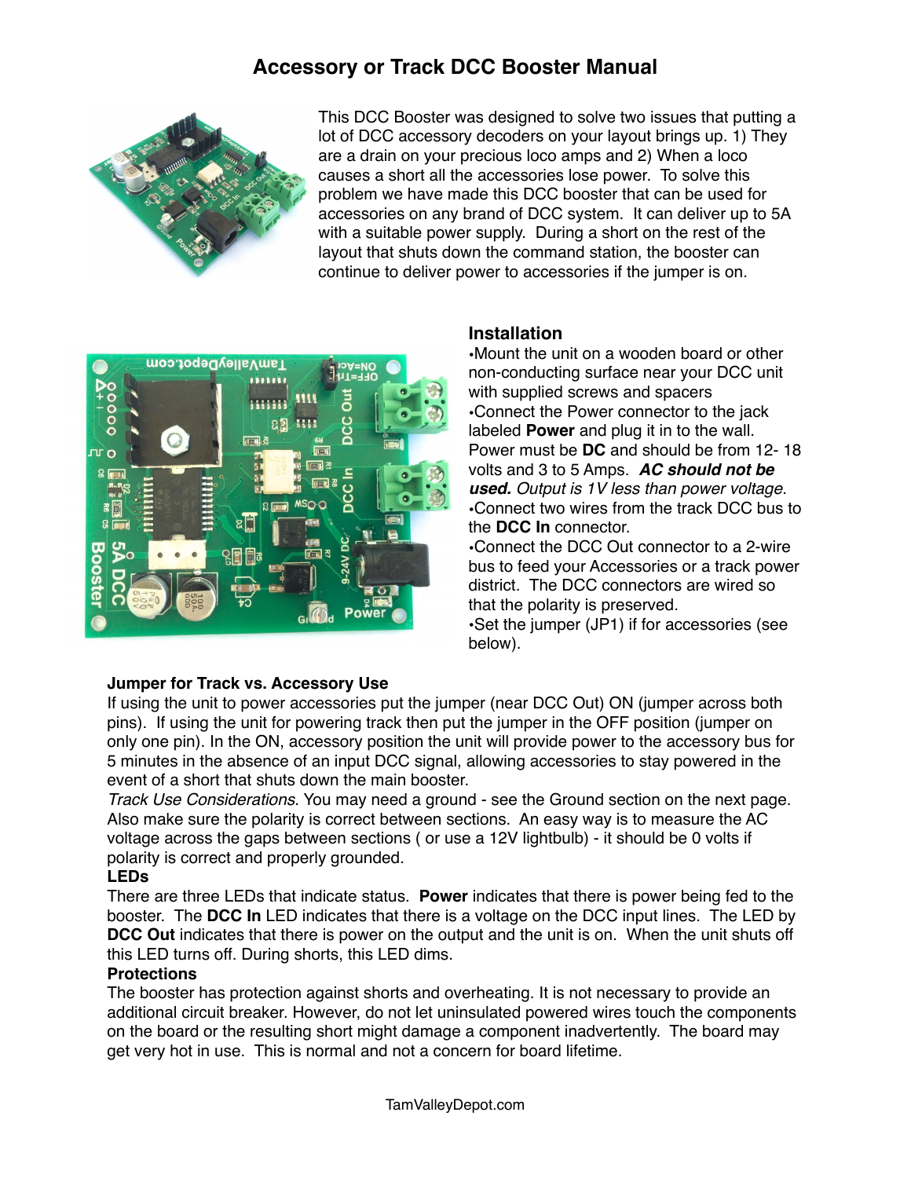# Accessory or Track DCC Booster Manual

This DCC Booster was designed to solve two issues that putting a lot of DCC accessory decoders on your layout brings up. 1) They are a drain on your precious loco amps and 2) When a loco causes a short all the accessories lose power. To solve this problem we have made this DCC booster that can be used for accessories on any brand of DCC system. It can deliver up to 5A with a suitable power supply. During a short on the rest of the layout that shuts down the command station, the booster can continue to deliver power to accessories if the jumper is on.

## Installation

- Mount the unit on a wooden board or other non-conducting surface near your DCC unit with supplied screws and spacers
- Connect the Power connector to the jack labeled **Power** and plug it in to the wall. Power must be **DC** and should be from 12- 18 volts and 3 to 5 Amps. ***AC should not be used.*** *Output is 1V less than power voltage.*
- Connect two wires from the track DCC bus to the **DCC In** connector.
- Connect the DCC Out connector to a 2-wire bus to feed your Accessories or a track power district. The DCC connectors are wired so that the polarity is preserved.
- Set the jumper (JP1) if for accessories (see below).

### Jumper for Track vs. Accessory Use

If using the unit to power accessories put the jumper (near DCC Out) ON (jumper across both pins). If using the unit for powering track then put the jumper in the OFF position (jumper on only one pin). In the ON, accessory position the unit will provide power to the accessory bus for 5 minutes in the absence of an input DCC signal, allowing accessories to stay powered in the event of a short that shuts down the main booster.

*Track Use Considerations*. You may need a ground - see the Ground section on the next page. Also make sure the polarity is correct between sections. An easy way is to measure the AC voltage across the gaps between sections ( or use a 12V lightbulb) - it should be 0 volts if polarity is correct and properly grounded.

### LEDs

There are three LEDs that indicate status. **Power** indicates that there is power being fed to the booster. The **DCC In** LED indicates that there is a voltage on the DCC input lines. The LED by **DCC Out** indicates that there is power on the output and the unit is on. When the unit shuts off this LED turns off. During shorts, this LED dims.

### Protections

The booster has protection against shorts and overheating. It is not necessary to provide an additional circuit breaker. However, do not let uninsulated powered wires touch the components on the board or the resulting short might damage a component inadvertently. The board may get very hot in use. This is normal and not a concern for board lifetime.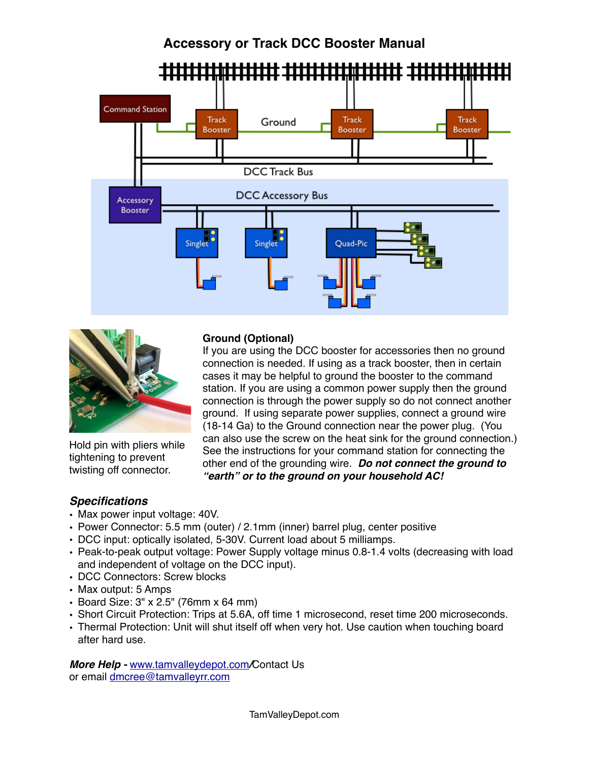# Accessory or Track DCC Booster Manual

Command Station

Track Booster

Ground

Track Booster

Track Booster

DCC Track Bus

Accessory Booster

DCC Accessory Bus

Singlet

Singlet

Quad-Pic

Hold pin with pliers while tightening to prevent twisting off connector.

**Ground (Optional)**

If you are using the DCC booster for accessories then no ground connection is needed. If using as a track booster, then in certain cases it may be helpful to ground the booster to the command station. If you are using a common power supply then the ground connection is through the power supply so do not connect another ground. If using separate power supplies, connect a ground wire (18-14 Ga) to the Ground connection near the power plug. (You can also use the screw on the heat sink for the ground connection.) See the instructions for your command station for connecting the other end of the grounding wire. ***Do not connect the ground to "earth" or to the ground on your household AC!***

### *Specifications*

- Max power input voltage: 40V.
- Power Connector: 5.5 mm (outer) / 2.1mm (inner) barrel plug, center positive
- DCC input: optically isolated, 5-30V. Current load about 5 milliamps.
- Peak-to-peak output voltage: Power Supply voltage minus 0.8-1.4 volts (decreasing with load and independent of voltage on the DCC input).
- DCC Connectors: Screw blocks
- Max output: 5 Amps
- Board Size: 3" x 2.5" (76mm x 64 mm)
- Short Circuit Protection: Trips at 5.6A, off time 1 microsecond, reset time 200 microseconds.
- Thermal Protection: Unit will shut itself off when very hot. Use caution when touching board after hard use.

***More Help -*** www.tamvalleydepot.com/Contact Us
or email dmcree@tamvalleyrr.com

TamValleyDepot.com